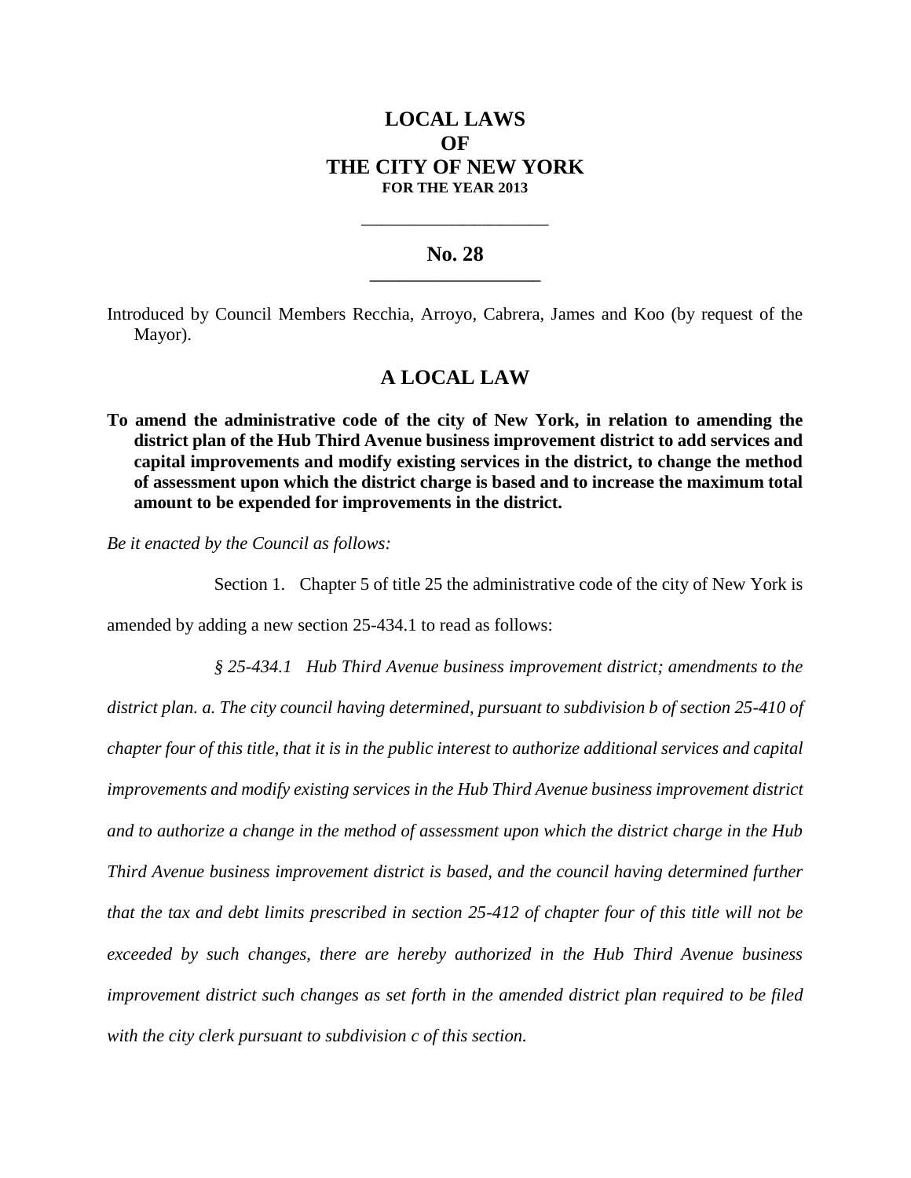# LOCAL LAWS
# OF
# THE CITY OF NEW YORK
**FOR THE YEAR 2013**

---

## No. 28

---

Introduced by Council Members Recchia, Arroyo, Cabrera, James and Koo (by request of the Mayor).

## A LOCAL LAW

**To amend the administrative code of the city of New York, in relation to amending the district plan of the Hub Third Avenue business improvement district to add services and capital improvements and modify existing services in the district, to change the method of assessment upon which the district charge is based and to increase the maximum total amount to be expended for improvements in the district.**

*Be it enacted by the Council as follows:*

Section 1. Chapter 5 of title 25 the administrative code of the city of New York is amended by adding a new section 25-434.1 to read as follows:

*§ 25-434.1 Hub Third Avenue business improvement district; amendments to the district plan. a. The city council having determined, pursuant to subdivision b of section 25-410 of chapter four of this title, that it is in the public interest to authorize additional services and capital improvements and modify existing services in the Hub Third Avenue business improvement district and to authorize a change in the method of assessment upon which the district charge in the Hub Third Avenue business improvement district is based, and the council having determined further that the tax and debt limits prescribed in section 25-412 of chapter four of this title will not be exceeded by such changes, there are hereby authorized in the Hub Third Avenue business improvement district such changes as set forth in the amended district plan required to be filed with the city clerk pursuant to subdivision c of this section.*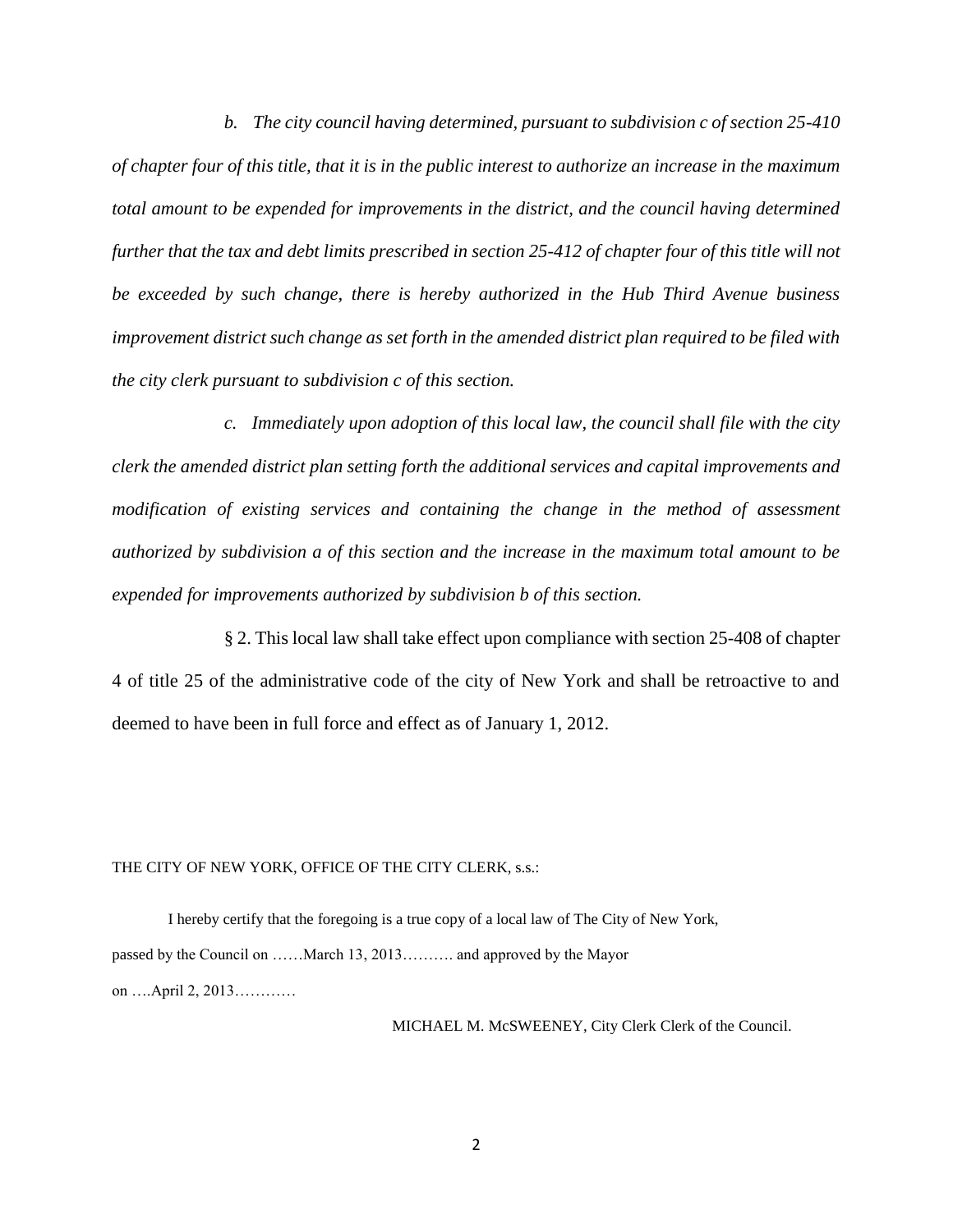*b. The city council having determined, pursuant to subdivision c of section 25-410 of chapter four of this title, that it is in the public interest to authorize an increase in the maximum total amount to be expended for improvements in the district, and the council having determined further that the tax and debt limits prescribed in section 25-412 of chapter four of this title will not be exceeded by such change, there is hereby authorized in the Hub Third Avenue business improvement district such change as set forth in the amended district plan required to be filed with the city clerk pursuant to subdivision c of this section.*

*c. Immediately upon adoption of this local law, the council shall file with the city clerk the amended district plan setting forth the additional services and capital improvements and modification of existing services and containing the change in the method of assessment authorized by subdivision a of this section and the increase in the maximum total amount to be expended for improvements authorized by subdivision b of this section.*

§ 2. This local law shall take effect upon compliance with section 25-408 of chapter 4 of title 25 of the administrative code of the city of New York and shall be retroactive to and deemed to have been in full force and effect as of January 1, 2012.

THE CITY OF NEW YORK, OFFICE OF THE CITY CLERK, s.s.:

I hereby certify that the foregoing is a true copy of a local law of The City of New York, passed by the Council on ……March 13, 2013………. and approved by the Mayor on ….April 2, 2013…………

MICHAEL M. McSWEENEY, City Clerk Clerk of the Council.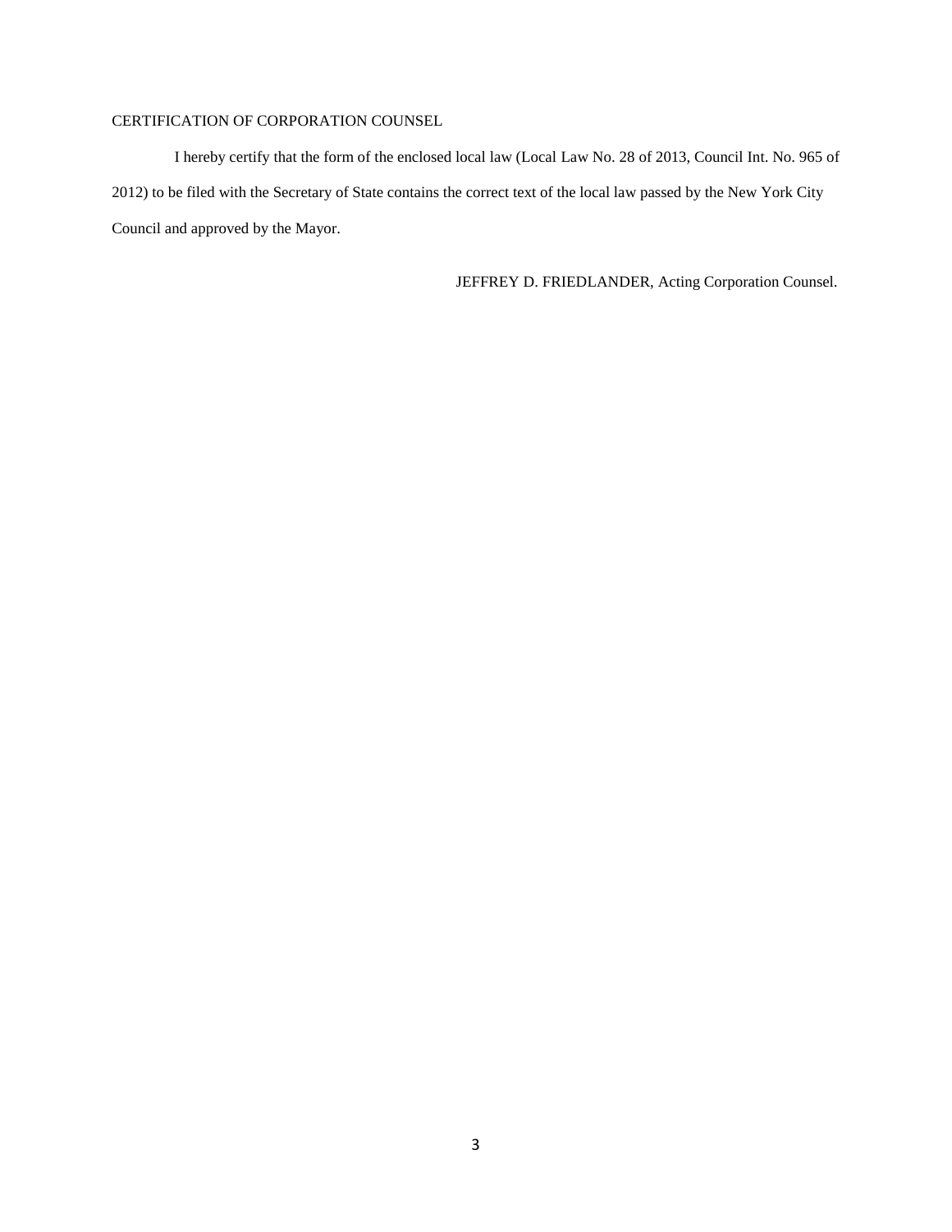CERTIFICATION OF CORPORATION COUNSEL

I hereby certify that the form of the enclosed local law (Local Law No. 28 of 2013, Council Int. No. 965 of 2012) to be filed with the Secretary of State contains the correct text of the local law passed by the New York City Council and approved by the Mayor.

JEFFREY D. FRIEDLANDER, Acting Corporation Counsel.